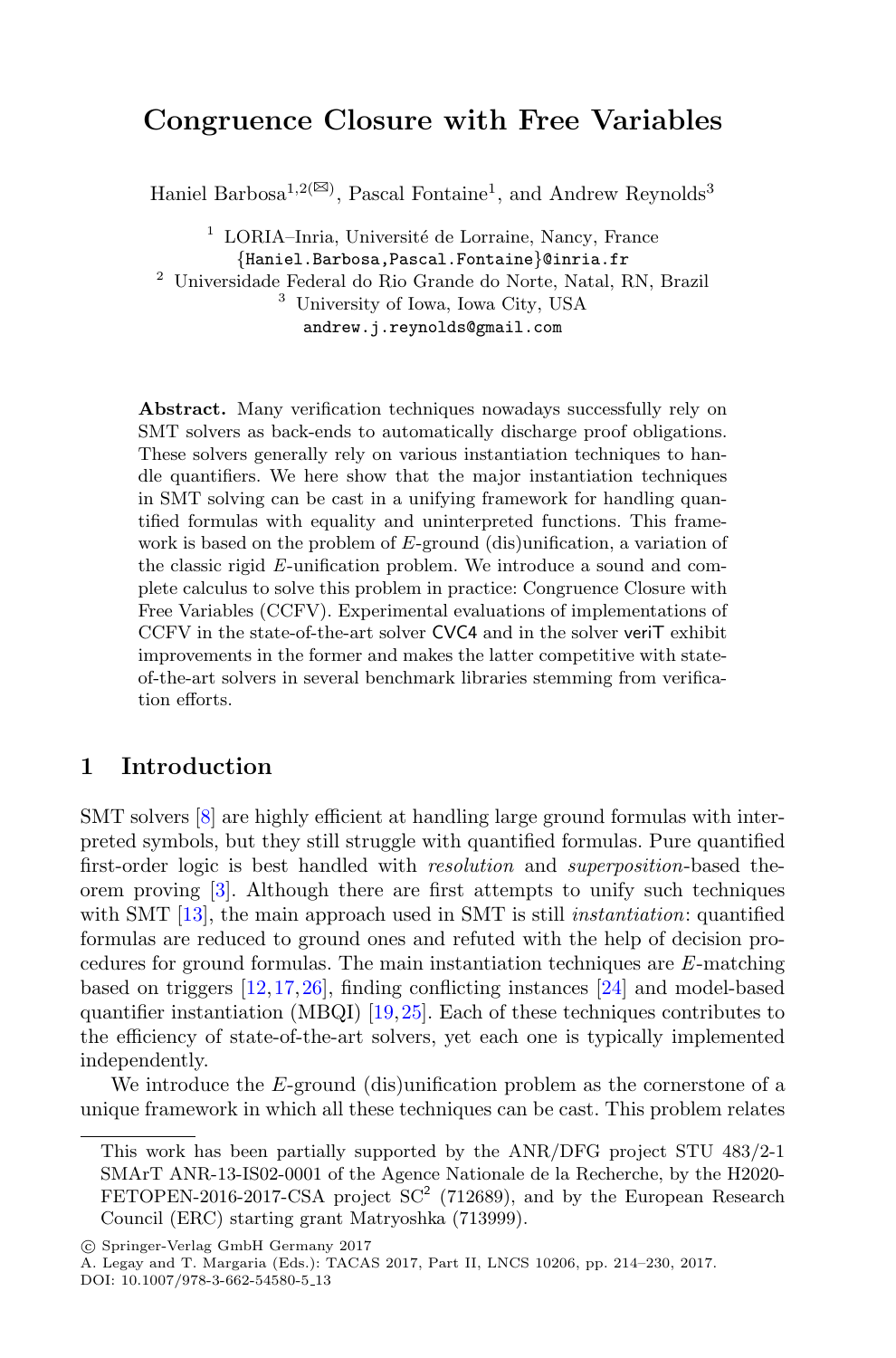# Congruence Closure with Free Variables

Haniel Barbosa[1,2](✉), Pascal Fontaine[1], and Andrew Reynolds[3]

[1] LORIA–Inria, Université de Lorraine, Nancy, France
{Haniel.Barbosa,Pascal.Fontaine}@inria.fr
[2] Universidade Federal do Rio Grande do Norte, Natal, RN, Brazil
[3] University of Iowa, Iowa City, USA
andrew.j.reynolds@gmail.com

**Abstract.** Many verification techniques nowadays successfully rely on SMT solvers as back-ends to automatically discharge proof obligations. These solvers generally rely on various instantiation techniques to handle quantifiers. We here show that the major instantiation techniques in SMT solving can be cast in a unifying framework for handling quantified formulas with equality and uninterpreted functions. This framework is based on the problem of $E$-ground (dis)unification, a variation of the classic rigid $E$-unification problem. We introduce a sound and complete calculus to solve this problem in practice: Congruence Closure with Free Variables (CCFV). Experimental evaluations of implementations of CCFV in the state-of-the-art solver CVC4 and in the solver veriT exhibit improvements in the former and makes the latter competitive with state-of-the-art solvers in several benchmark libraries stemming from verification efforts.

## 1 Introduction

SMT solvers [8] are highly efficient at handling large ground formulas with interpreted symbols, but they still struggle with quantified formulas. Pure quantified first-order logic is best handled with *resolution* and *superposition*-based theorem proving [3]. Although there are first attempts to unify such techniques with SMT [13], the main approach used in SMT is still *instantiation*: quantified formulas are reduced to ground ones and refuted with the help of decision procedures for ground formulas. The main instantiation techniques are $E$-matching based on triggers [12,17,26], finding conflicting instances [24] and model-based quantifier instantiation (MBQI) [19,25]. Each of these techniques contributes to the efficiency of state-of-the-art solvers, yet each one is typically implemented independently.

We introduce the $E$-ground (dis)unification problem as the cornerstone of a unique framework in which all these techniques can be cast. This problem relates

---

This work has been partially supported by the ANR/DFG project STU 483/2-1 SMArT ANR-13-IS02-0001 of the Agence Nationale de la Recherche, by the H2020-FETOPEN-2016-2017-CSA project SC$^2$ (712689), and by the European Research Council (ERC) starting grant Matryoshka (713999).

© Springer-Verlag GmbH Germany 2017
A. Legay and T. Margaria (Eds.): TACAS 2017, Part II, LNCS 10206, pp. 214–230, 2017.
DOI: 10.1007/978-3-662-54580-5_13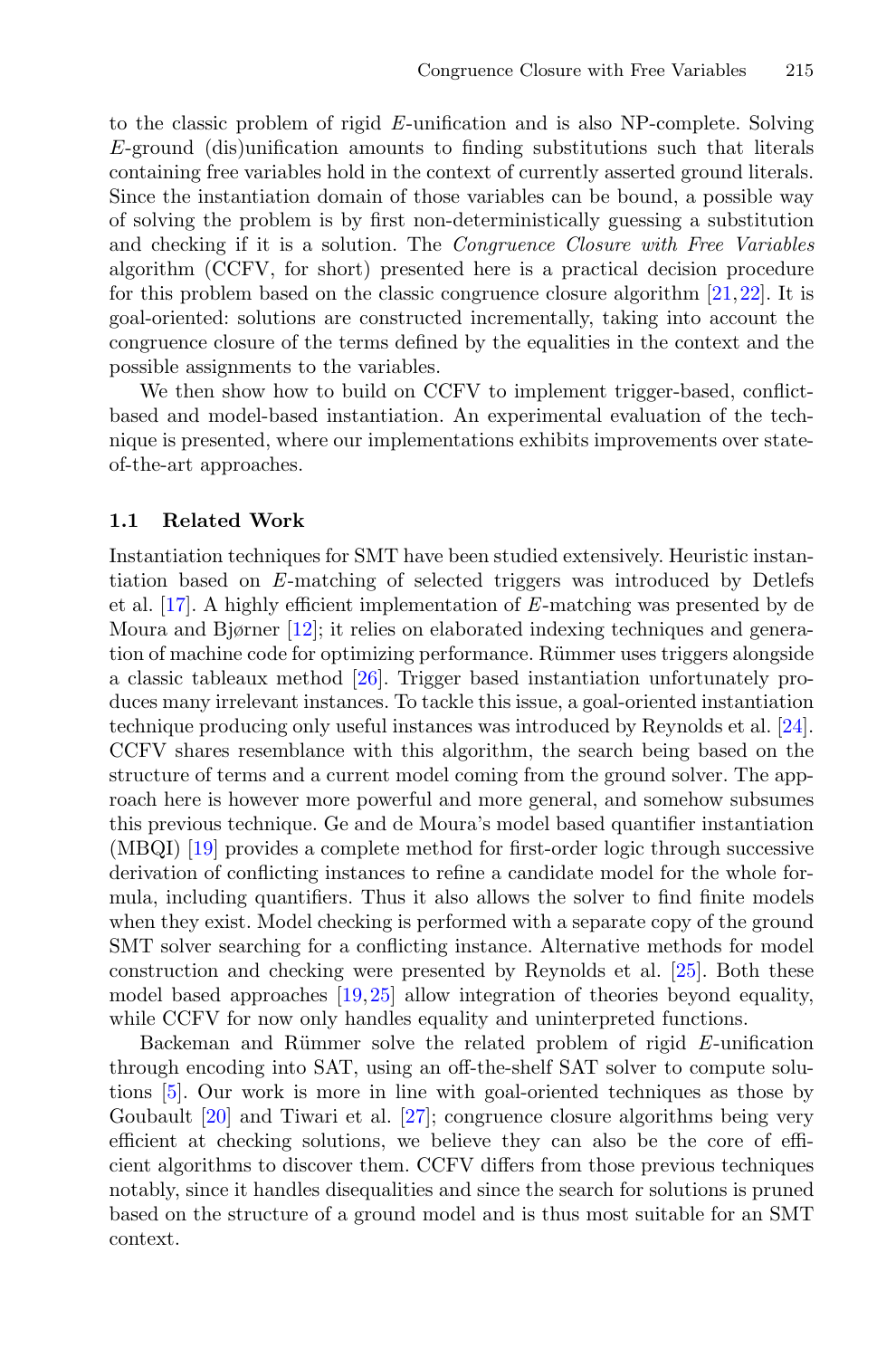to the classic problem of rigid $E$-unification and is also NP-complete. Solving $E$-ground (dis)unification amounts to finding substitutions such that literals containing free variables hold in the context of currently asserted ground literals. Since the instantiation domain of those variables can be bound, a possible way of solving the problem is by first non-deterministically guessing a substitution and checking if it is a solution. The *Congruence Closure with Free Variables* algorithm (CCFV, for short) presented here is a practical decision procedure for this problem based on the classic congruence closure algorithm [21,22]. It is goal-oriented: solutions are constructed incrementally, taking into account the congruence closure of the terms defined by the equalities in the context and the possible assignments to the variables.

We then show how to build on CCFV to implement trigger-based, conflict-based and model-based instantiation. An experimental evaluation of the technique is presented, where our implementations exhibits improvements over state-of-the-art approaches.

### 1.1 Related Work

Instantiation techniques for SMT have been studied extensively. Heuristic instantiation based on $E$-matching of selected triggers was introduced by Detlefs et al. [17]. A highly efficient implementation of $E$-matching was presented by de Moura and Bjørner [12]; it relies on elaborated indexing techniques and generation of machine code for optimizing performance. Rümmer uses triggers alongside a classic tableaux method [26]. Trigger based instantiation unfortunately produces many irrelevant instances. To tackle this issue, a goal-oriented instantiation technique producing only useful instances was introduced by Reynolds et al. [24]. CCFV shares resemblance with this algorithm, the search being based on the structure of terms and a current model coming from the ground solver. The approach here is however more powerful and more general, and somehow subsumes this previous technique. Ge and de Moura's model based quantifier instantiation (MBQI) [19] provides a complete method for first-order logic through successive derivation of conflicting instances to refine a candidate model for the whole formula, including quantifiers. Thus it also allows the solver to find finite models when they exist. Model checking is performed with a separate copy of the ground SMT solver searching for a conflicting instance. Alternative methods for model construction and checking were presented by Reynolds et al. [25]. Both these model based approaches [19,25] allow integration of theories beyond equality, while CCFV for now only handles equality and uninterpreted functions.

Backeman and Rümmer solve the related problem of rigid $E$-unification through encoding into SAT, using an off-the-shelf SAT solver to compute solutions [5]. Our work is more in line with goal-oriented techniques as those by Goubault [20] and Tiwari et al. [27]; congruence closure algorithms being very efficient at checking solutions, we believe they can also be the core of efficient algorithms to discover them. CCFV differs from those previous techniques notably, since it handles disequalities and since the search for solutions is pruned based on the structure of a ground model and is thus most suitable for an SMT context.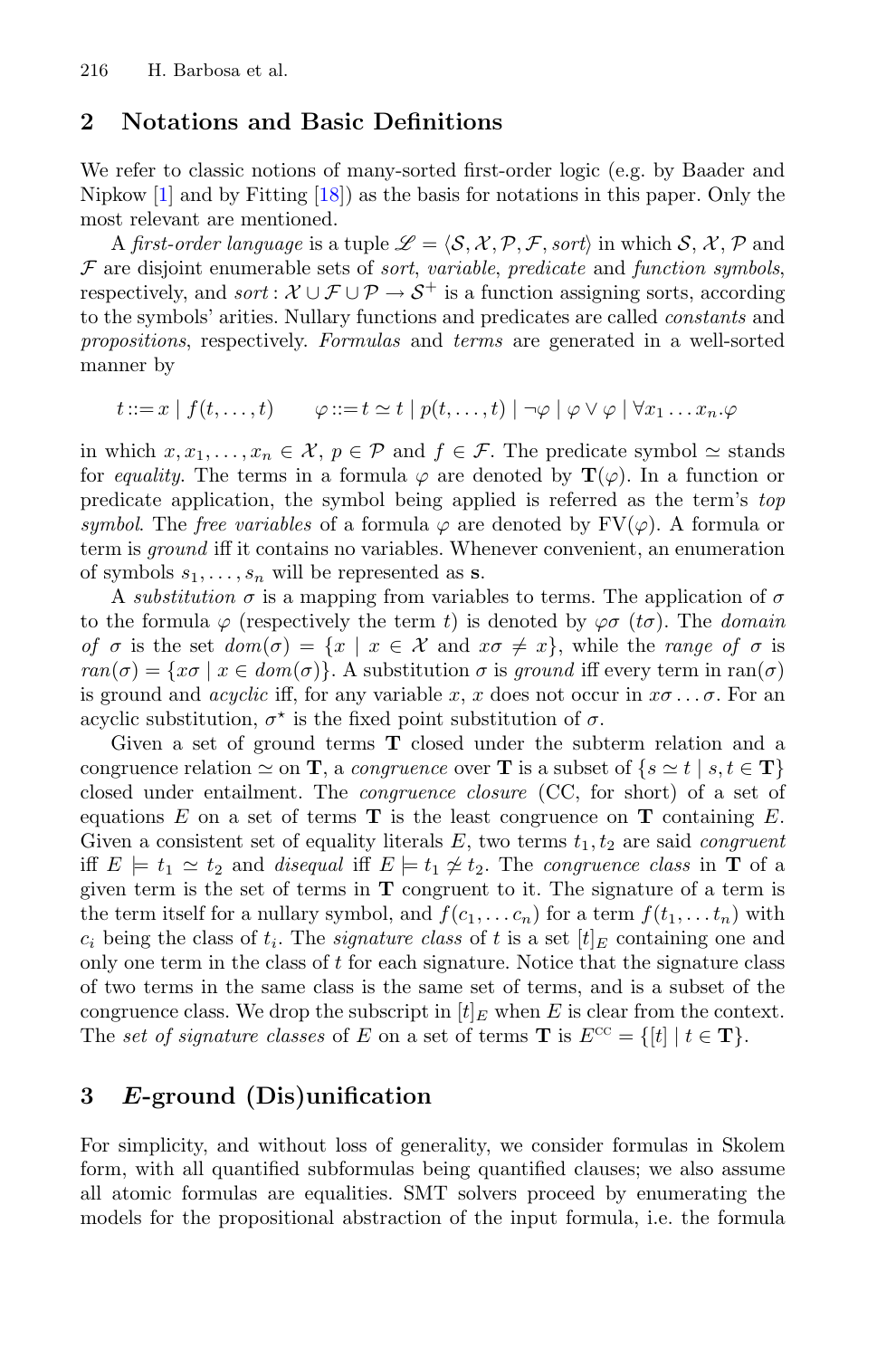## 2 Notations and Basic Definitions

We refer to classic notions of many-sorted first-order logic (e.g. by Baader and Nipkow [1] and by Fitting [18]) as the basis for notations in this paper. Only the most relevant are mentioned.

A *first-order language* is a tuple $\mathscr{L} = \langle \mathcal{S}, \mathcal{X}, \mathcal{P}, \mathcal{F}, sort \rangle$ in which $\mathcal{S}$, $\mathcal{X}$, $\mathcal{P}$ and $\mathcal{F}$ are disjoint enumerable sets of *sort*, *variable*, *predicate* and *function symbols*, respectively, and $sort\colon \mathcal{X} \cup \mathcal{F} \cup \mathcal{P} \to \mathcal{S}^+$ is a function assigning sorts, according to the symbols' arities. Nullary functions and predicates are called *constants* and *propositions*, respectively. *Formulas* and *terms* are generated in a well-sorted manner by

$$t ::= x \mid f(t, \dots, t) \qquad \varphi ::= t \simeq t \mid p(t, \dots, t) \mid \neg\varphi \mid \varphi \vee \varphi \mid \forall x_1 \dots x_n.\varphi$$

in which $x, x_1, \dots, x_n \in \mathcal{X}$, $p \in \mathcal{P}$ and $f \in \mathcal{F}$. The predicate symbol $\simeq$ stands for *equality*. The terms in a formula $\varphi$ are denoted by $\mathbf{T}(\varphi)$. In a function or predicate application, the symbol being applied is referred as the term's *top symbol*. The *free variables* of a formula $\varphi$ are denoted by $\mathrm{FV}(\varphi)$. A formula or term is *ground* iff it contains no variables. Whenever convenient, an enumeration of symbols $s_1, \dots, s_n$ will be represented as $\mathbf{s}$.

A *substitution* $\sigma$ is a mapping from variables to terms. The application of $\sigma$ to the formula $\varphi$ (respectively the term $t$) is denoted by $\varphi\sigma$ ($t\sigma$). The *domain of* $\sigma$ is the set $dom(\sigma) = \{x \mid x \in \mathcal{X} \text{ and } x\sigma \neq x\}$, while the *range of* $\sigma$ is $ran(\sigma) = \{x\sigma \mid x \in dom(\sigma)\}$. A substitution $\sigma$ is *ground* iff every term in $\mathrm{ran}(\sigma)$ is ground and *acyclic* iff, for any variable $x$, $x$ does not occur in $x\sigma \dots \sigma$. For an acyclic substitution, $\sigma^\star$ is the fixed point substitution of $\sigma$.

Given a set of ground terms $\mathbf{T}$ closed under the subterm relation and a congruence relation $\simeq$ on $\mathbf{T}$, a *congruence* over $\mathbf{T}$ is a subset of $\{s \simeq t \mid s, t \in \mathbf{T}\}$ closed under entailment. The *congruence closure* (CC, for short) of a set of equations $E$ on a set of terms $\mathbf{T}$ is the least congruence on $\mathbf{T}$ containing $E$. Given a consistent set of equality literals $E$, two terms $t_1, t_2$ are said *congruent* iff $E \models t_1 \simeq t_2$ and *disequal* iff $E \models t_1 \not\simeq t_2$. The *congruence class* in $\mathbf{T}$ of a given term is the set of terms in $\mathbf{T}$ congruent to it. The signature of a term is the term itself for a nullary symbol, and $f(c_1, \dots c_n)$ for a term $f(t_1, \dots t_n)$ with $c_i$ being the class of $t_i$. The *signature class* of $t$ is a set $[t]_E$ containing one and only one term in the class of $t$ for each signature. Notice that the signature class of two terms in the same class is the same set of terms, and is a subset of the congruence class. We drop the subscript in $[t]_E$ when $E$ is clear from the context. The *set of signature classes* of $E$ on a set of terms $\mathbf{T}$ is $E^{\mathrm{CC}} = \{[t] \mid t \in \mathbf{T}\}$.

## 3 *E*-ground (Dis)unification

For simplicity, and without loss of generality, we consider formulas in Skolem form, with all quantified subformulas being quantified clauses; we also assume all atomic formulas are equalities. SMT solvers proceed by enumerating the models for the propositional abstraction of the input formula, i.e. the formula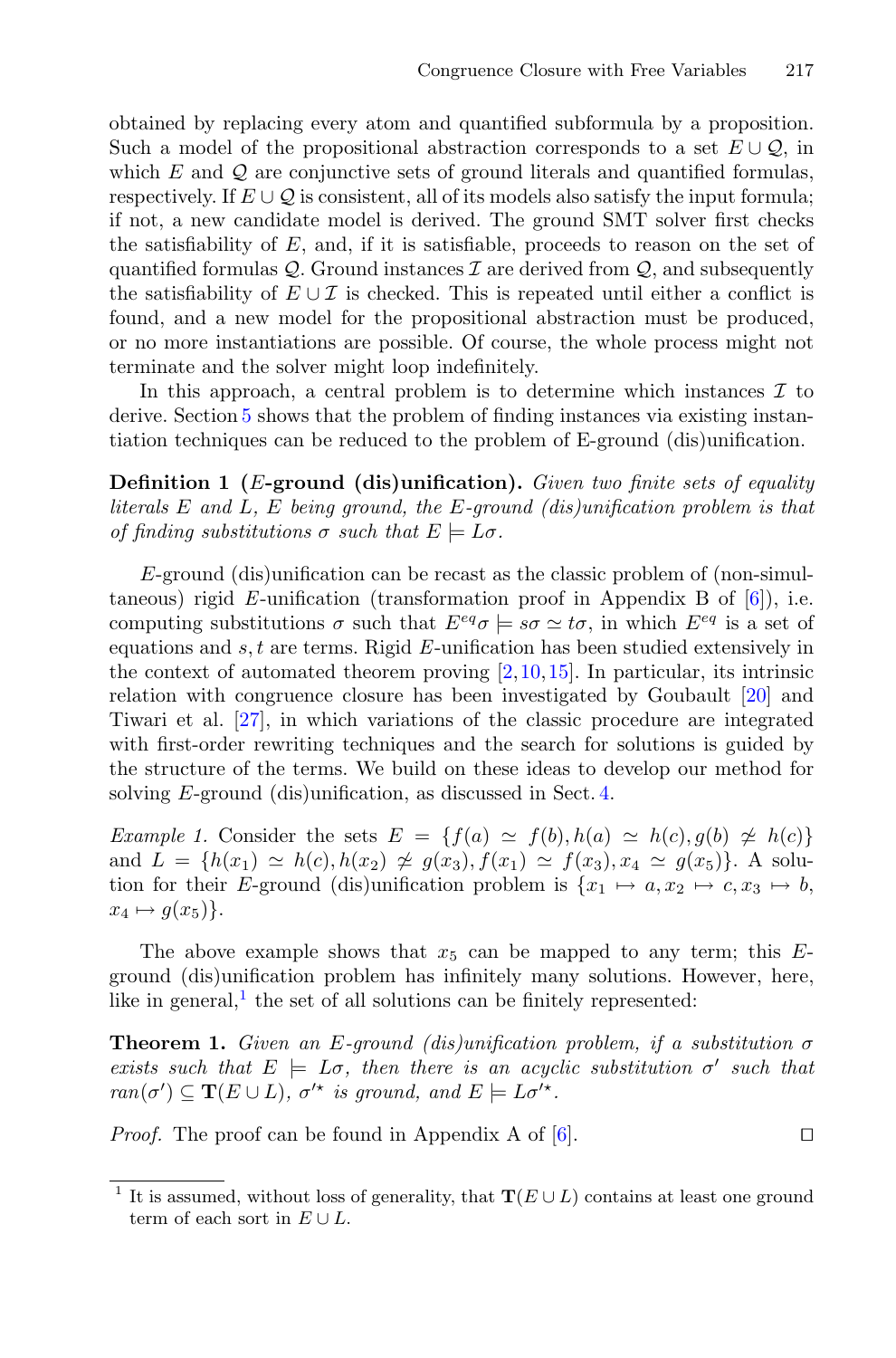obtained by replacing every atom and quantified subformula by a proposition. Such a model of the propositional abstraction corresponds to a set $E \cup \mathcal{Q}$, in which $E$ and $\mathcal{Q}$ are conjunctive sets of ground literals and quantified formulas, respectively. If $E \cup \mathcal{Q}$ is consistent, all of its models also satisfy the input formula; if not, a new candidate model is derived. The ground SMT solver first checks the satisfiability of $E$, and, if it is satisfiable, proceeds to reason on the set of quantified formulas $\mathcal{Q}$. Ground instances $\mathcal{I}$ are derived from $\mathcal{Q}$, and subsequently the satisfiability of $E \cup \mathcal{I}$ is checked. This is repeated until either a conflict is found, and a new model for the propositional abstraction must be produced, or no more instantiations are possible. Of course, the whole process might not terminate and the solver might loop indefinitely.

In this approach, a central problem is to determine which instances $\mathcal{I}$ to derive. Section 5 shows that the problem of finding instances via existing instantiation techniques can be reduced to the problem of E-ground (dis)unification.

**Definition 1 ($E$-ground (dis)unification).** *Given two finite sets of equality literals $E$ and $L$, $E$ being ground, the $E$-ground (dis)unification problem is that of finding substitutions $\sigma$ such that $E \models L\sigma$.*

$E$-ground (dis)unification can be recast as the classic problem of (non-simultaneous) rigid $E$-unification (transformation proof in Appendix B of [6]), i.e. computing substitutions $\sigma$ such that $E^{eq}\sigma \models s\sigma \simeq t\sigma$, in which $E^{eq}$ is a set of equations and $s, t$ are terms. Rigid $E$-unification has been studied extensively in the context of automated theorem proving [2,10,15]. In particular, its intrinsic relation with congruence closure has been investigated by Goubault [20] and Tiwari et al. [27], in which variations of the classic procedure are integrated with first-order rewriting techniques and the search for solutions is guided by the structure of the terms. We build on these ideas to develop our method for solving $E$-ground (dis)unification, as discussed in Sect. 4.

*Example 1.* Consider the sets $E = \{f(a) \simeq f(b), h(a) \simeq h(c), g(b) \not\simeq h(c)\}$ and $L = \{h(x_1) \simeq h(c), h(x_2) \not\simeq g(x_3), f(x_1) \simeq f(x_3), x_4 \simeq g(x_5)\}$. A solution for their $E$-ground (dis)unification problem is $\{x_1 \mapsto a, x_2 \mapsto c, x_3 \mapsto b, x_4 \mapsto g(x_5)\}$.

The above example shows that $x_5$ can be mapped to any term; this $E$-ground (dis)unification problem has infinitely many solutions. However, here, like in general,[1] the set of all solutions can be finitely represented:

**Theorem 1.** *Given an $E$-ground (dis)unification problem, if a substitution $\sigma$ exists such that $E \models L\sigma$, then there is an acyclic substitution $\sigma'$ such that $ran(\sigma') \subseteq \mathbf{T}(E \cup L)$, $\sigma'^{\star}$ is ground, and $E \models L\sigma'^{\star}$.*

*Proof.* The proof can be found in Appendix A of [6]. ◻

[1] It is assumed, without loss of generality, that $\mathbf{T}(E \cup L)$ contains at least one ground term of each sort in $E \cup L$.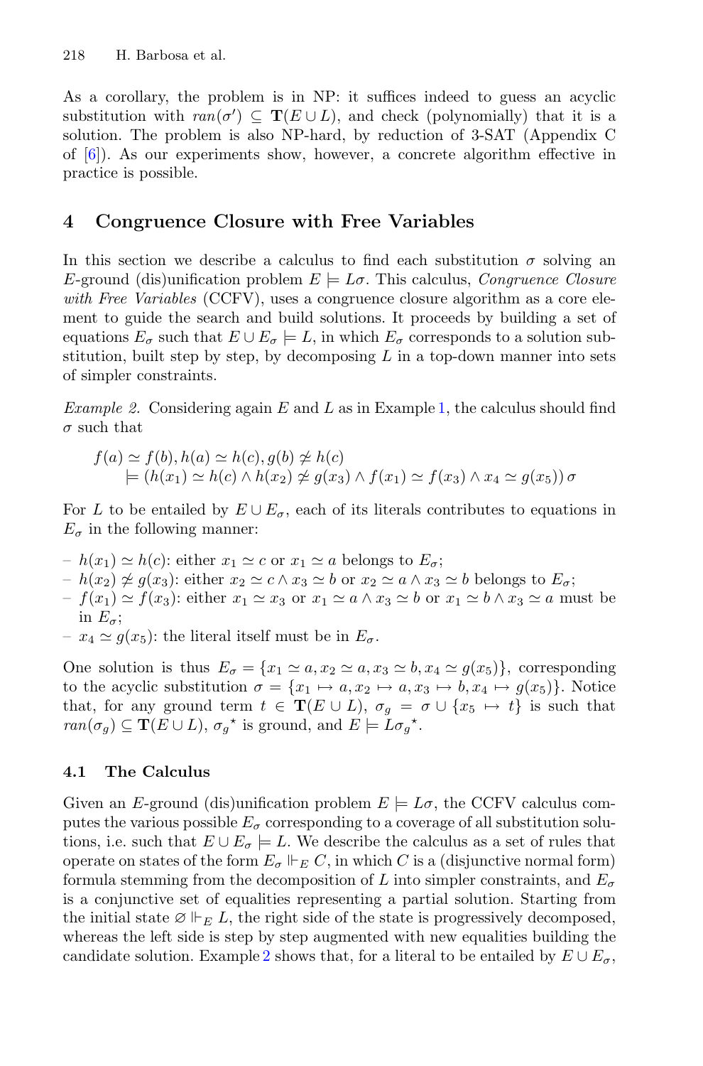As a corollary, the problem is in NP: it suffices indeed to guess an acyclic substitution with $ran(\sigma') \subseteq \mathbf{T}(E \cup L)$, and check (polynomially) that it is a solution. The problem is also NP-hard, by reduction of 3-SAT (Appendix C of [6]). As our experiments show, however, a concrete algorithm effective in practice is possible.

## 4 Congruence Closure with Free Variables

In this section we describe a calculus to find each substitution $\sigma$ solving an $E$-ground (dis)unification problem $E \models L\sigma$. This calculus, *Congruence Closure with Free Variables* (CCFV), uses a congruence closure algorithm as a core element to guide the search and build solutions. It proceeds by building a set of equations $E_\sigma$ such that $E \cup E_\sigma \models L$, in which $E_\sigma$ corresponds to a solution substitution, built step by step, by decomposing $L$ in a top-down manner into sets of simpler constraints.

*Example 2.* Considering again $E$ and $L$ as in Example 1, the calculus should find $\sigma$ such that

$$\begin{aligned} f(a) \simeq f(b), h(a) \simeq h(c), g(b) \not\simeq h(c) \\ \models (h(x_1) \simeq h(c) \wedge h(x_2) \not\simeq g(x_3) \wedge f(x_1) \simeq f(x_3) \wedge x_4 \simeq g(x_5))\,\sigma \end{aligned}$$

For $L$ to be entailed by $E \cup E_\sigma$, each of its literals contributes to equations in $E_\sigma$ in the following manner:

- $h(x_1) \simeq h(c)$: either $x_1 \simeq c$ or $x_1 \simeq a$ belongs to $E_\sigma$;
- $h(x_2) \not\simeq g(x_3)$: either $x_2 \simeq c \wedge x_3 \simeq b$ or $x_2 \simeq a \wedge x_3 \simeq b$ belongs to $E_\sigma$;
- $f(x_1) \simeq f(x_3)$: either $x_1 \simeq x_3$ or $x_1 \simeq a \wedge x_3 \simeq b$ or $x_1 \simeq b \wedge x_3 \simeq a$ must be in $E_\sigma$;
- $x_4 \simeq g(x_5)$: the literal itself must be in $E_\sigma$.

One solution is thus $E_\sigma = \{x_1 \simeq a, x_2 \simeq a, x_3 \simeq b, x_4 \simeq g(x_5)\}$, corresponding to the acyclic substitution $\sigma = \{x_1 \mapsto a, x_2 \mapsto a, x_3 \mapsto b, x_4 \mapsto g(x_5)\}$. Notice that, for any ground term $t \in \mathbf{T}(E \cup L)$, $\sigma_g = \sigma \cup \{x_5 \mapsto t\}$ is such that $ran(\sigma_g) \subseteq \mathbf{T}(E \cup L)$, ${\sigma_g}^\star$ is ground, and $E \models L{\sigma_g}^\star$.

### 4.1 The Calculus

Given an $E$-ground (dis)unification problem $E \models L\sigma$, the CCFV calculus computes the various possible $E_\sigma$ corresponding to a coverage of all substitution solutions, i.e. such that $E \cup E_\sigma \models L$. We describe the calculus as a set of rules that operate on states of the form $E_\sigma \Vdash_E C$, in which $C$ is a (disjunctive normal form) formula stemming from the decomposition of $L$ into simpler constraints, and $E_\sigma$ is a conjunctive set of equalities representing a partial solution. Starting from the initial state $\varnothing \Vdash_E L$, the right side of the state is progressively decomposed, whereas the left side is step by step augmented with new equalities building the candidate solution. Example 2 shows that, for a literal to be entailed by $E \cup E_\sigma$,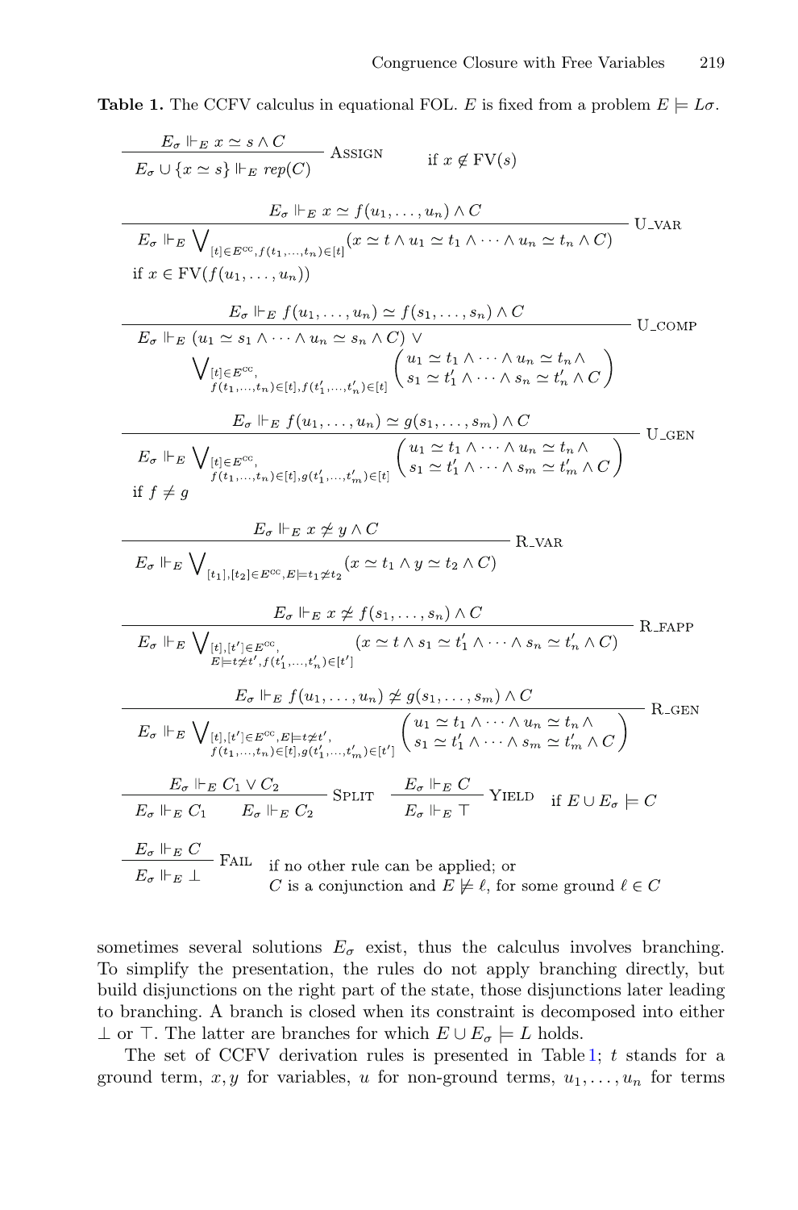**Table 1.** The CCFV calculus in equational FOL. $E$ is fixed from a problem $E \models L\sigma$.

$$\frac{E_\sigma \Vdash_E x \simeq s \wedge C}{E_\sigma \cup \{x \simeq s\} \Vdash_E \mathit{rep}(C)} \text{ ASSIGN} \qquad \text{if } x \notin \mathrm{FV}(s)$$

$$\frac{E_\sigma \Vdash_E x \simeq f(u_1, \ldots, u_n) \wedge C}{E_\sigma \Vdash_E \bigvee_{[t] \in E^{\mathrm{cc}}, f(t_1,\ldots,t_n) \in [t]} (x \simeq t \wedge u_1 \simeq t_1 \wedge \cdots \wedge u_n \simeq t_n \wedge C)} \text{ U\_VAR}$$
if $x \in \mathrm{FV}(f(u_1, \ldots, u_n))$

$$\frac{E_\sigma \Vdash_E f(u_1, \ldots, u_n) \simeq f(s_1, \ldots, s_n) \wedge C}{E_\sigma \Vdash_E (u_1 \simeq s_1 \wedge \cdots \wedge u_n \simeq s_n \wedge C) \vee \bigvee_{\substack{[t] \in E^{\mathrm{cc}}, \\ f(t_1,\ldots,t_n) \in [t], f(t'_1,\ldots,t'_n) \in [t]}} \begin{pmatrix} u_1 \simeq t_1 \wedge \cdots \wedge u_n \simeq t_n \wedge \\ s_1 \simeq t'_1 \wedge \cdots \wedge s_n \simeq t'_n \wedge C \end{pmatrix}} \text{ U\_COMP}$$

$$\frac{E_\sigma \Vdash_E f(u_1, \ldots, u_n) \simeq g(s_1, \ldots, s_m) \wedge C}{E_\sigma \Vdash_E \bigvee_{\substack{[t] \in E^{\mathrm{cc}}, \\ f(t_1,\ldots,t_n) \in [t], g(t'_1,\ldots,t'_m) \in [t]}} \begin{pmatrix} u_1 \simeq t_1 \wedge \cdots \wedge u_n \simeq t_n \wedge \\ s_1 \simeq t'_1 \wedge \cdots \wedge s_m \simeq t'_m \wedge C \end{pmatrix}} \text{ U\_GEN}$$
if $f \neq g$

$$\frac{E_\sigma \Vdash_E x \not\simeq y \wedge C}{E_\sigma \Vdash_E \bigvee_{[t_1],[t_2] \in E^{\mathrm{cc}}, E \models t_1 \not\simeq t_2} (x \simeq t_1 \wedge y \simeq t_2 \wedge C)} \text{ R\_VAR}$$

$$\frac{E_\sigma \Vdash_E x \not\simeq f(s_1, \ldots, s_n) \wedge C}{E_\sigma \Vdash_E \bigvee_{\substack{[t],[t'] \in E^{\mathrm{cc}}, \\ E \models t \not\simeq t', f(t'_1,\ldots,t'_n) \in [t']}} (x \simeq t \wedge s_1 \simeq t'_1 \wedge \cdots \wedge s_n \simeq t'_n \wedge C)} \text{ R\_FAPP}$$

$$\frac{E_\sigma \Vdash_E f(u_1, \ldots, u_n) \not\simeq g(s_1, \ldots, s_m) \wedge C}{E_\sigma \Vdash_E \bigvee_{\substack{[t],[t'] \in E^{\mathrm{cc}}, E \models t \not\simeq t', \\ f(t_1,\ldots,t_n) \in [t], g(t'_1,\ldots,t'_m) \in [t']}} \begin{pmatrix} u_1 \simeq t_1 \wedge \cdots \wedge u_n \simeq t_n \wedge \\ s_1 \simeq t'_1 \wedge \cdots \wedge s_m \simeq t'_m \wedge C \end{pmatrix}} \text{ R\_GEN}$$

$$\frac{E_\sigma \Vdash_E C_1 \vee C_2}{E_\sigma \Vdash_E C_1 \qquad E_\sigma \Vdash_E C_2} \text{ SPLIT} \qquad \frac{E_\sigma \Vdash_E C}{E_\sigma \Vdash_E \top} \text{ YIELD} \quad \text{if } E \cup E_\sigma \models C$$

$$\frac{E_\sigma \Vdash_E C}{E_\sigma \Vdash_E \bot} \text{ FAIL}$$
if no other rule can be applied; or
$C$ is a conjunction and $E \not\models \ell$, for some ground $\ell \in C$

sometimes several solutions $E_\sigma$ exist, thus the calculus involves branching. To simplify the presentation, the rules do not apply branching directly, but build disjunctions on the right part of the state, those disjunctions later leading to branching. A branch is closed when its constraint is decomposed into either $\bot$ or $\top$. The latter are branches for which $E \cup E_\sigma \models L$ holds.

The set of CCFV derivation rules is presented in Table 1; $t$ stands for a ground term, $x, y$ for variables, $u$ for non-ground terms, $u_1, \ldots, u_n$ for terms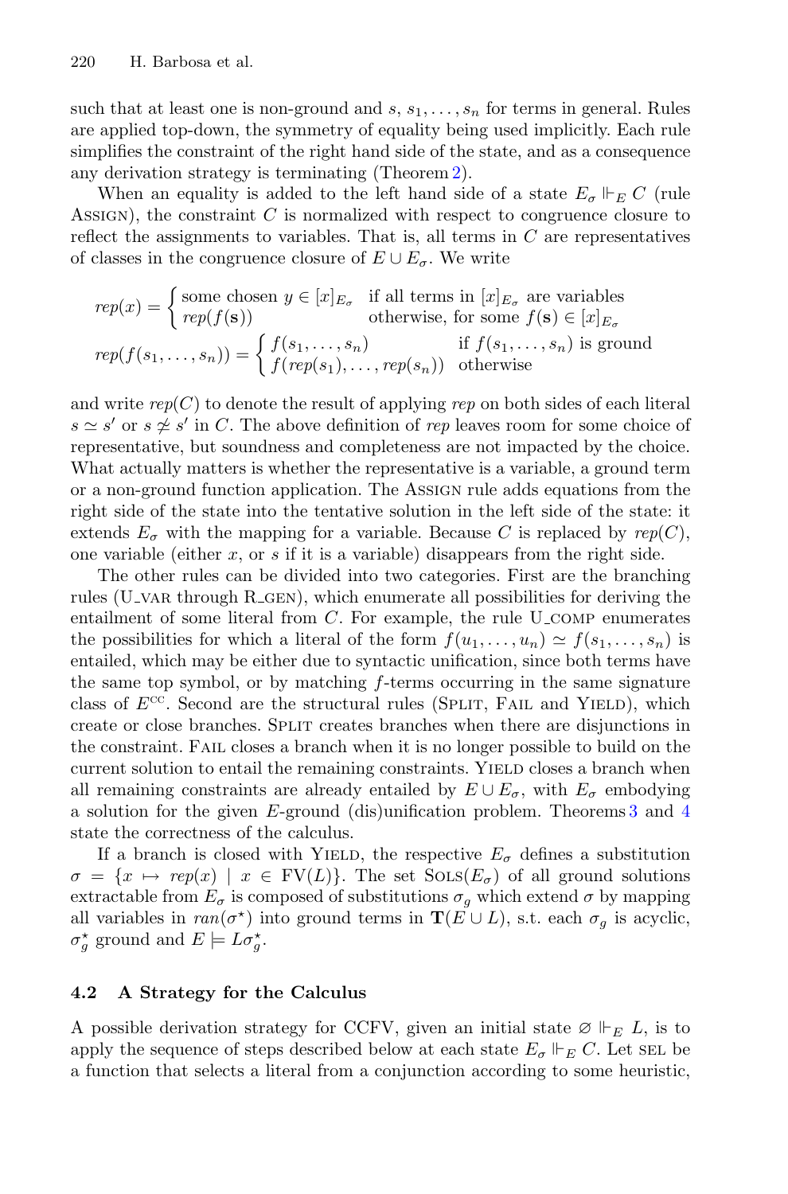such that at least one is non-ground and $s, s_1, \ldots, s_n$ for terms in general. Rules are applied top-down, the symmetry of equality being used implicitly. Each rule simplifies the constraint of the right hand side of the state, and as a consequence any derivation strategy is terminating (Theorem 2).

When an equality is added to the left hand side of a state $E_\sigma \Vdash_E C$ (rule Assign), the constraint $C$ is normalized with respect to congruence closure to reflect the assignments to variables. That is, all terms in $C$ are representatives of classes in the congruence closure of $E \cup E_\sigma$. We write

$$
\begin{aligned}
rep(x) &= \begin{cases} \text{some chosen } y \in [x]_{E_\sigma} & \text{if all terms in } [x]_{E_\sigma} \text{ are variables} \\ rep(f(\mathbf{s})) & \text{otherwise, for some } f(\mathbf{s}) \in [x]_{E_\sigma} \end{cases} \\
rep(f(s_1, \ldots, s_n)) &= \begin{cases} f(s_1, \ldots, s_n) & \text{if } f(s_1, \ldots, s_n) \text{ is ground} \\ f(rep(s_1), \ldots, rep(s_n)) & \text{otherwise} \end{cases}
\end{aligned}
$$

and write $rep(C)$ to denote the result of applying *rep* on both sides of each literal $s \simeq s'$ or $s \not\simeq s'$ in $C$. The above definition of *rep* leaves room for some choice of representative, but soundness and completeness are not impacted by the choice. What actually matters is whether the representative is a variable, a ground term or a non-ground function application. The Assign rule adds equations from the right side of the state into the tentative solution in the left side of the state: it extends $E_\sigma$ with the mapping for a variable. Because $C$ is replaced by $rep(C)$, one variable (either $x$, or $s$ if it is a variable) disappears from the right side.

The other rules can be divided into two categories. First are the branching rules (U_var through R_gen), which enumerate all possibilities for deriving the entailment of some literal from $C$. For example, the rule U_comp enumerates the possibilities for which a literal of the form $f(u_1, \ldots, u_n) \simeq f(s_1, \ldots, s_n)$ is entailed, which may be either due to syntactic unification, since both terms have the same top symbol, or by matching $f$-terms occurring in the same signature class of $E^{\text{cc}}$. Second are the structural rules (Split, Fail and Yield), which create or close branches. Split creates branches when there are disjunctions in the constraint. Fail closes a branch when it is no longer possible to build on the current solution to entail the remaining constraints. Yield closes a branch when all remaining constraints are already entailed by $E \cup E_\sigma$, with $E_\sigma$ embodying a solution for the given $E$-ground (dis)unification problem. Theorems 3 and 4 state the correctness of the calculus.

If a branch is closed with Yield, the respective $E_\sigma$ defines a substitution $\sigma = \{x \mapsto rep(x) \mid x \in \text{FV}(L)\}$. The set $\text{Sols}(E_\sigma)$ of all ground solutions extractable from $E_\sigma$ is composed of substitutions $\sigma_g$ which extend $\sigma$ by mapping all variables in $ran(\sigma^\star)$ into ground terms in $\mathbf{T}(E \cup L)$, s.t. each $\sigma_g$ is acyclic, $\sigma_g^\star$ ground and $E \models L\sigma_g^\star$.

### 4.2 A Strategy for the Calculus

A possible derivation strategy for CCFV, given an initial state $\varnothing \Vdash_E L$, is to apply the sequence of steps described below at each state $E_\sigma \Vdash_E C$. Let sel be a function that selects a literal from a conjunction according to some heuristic,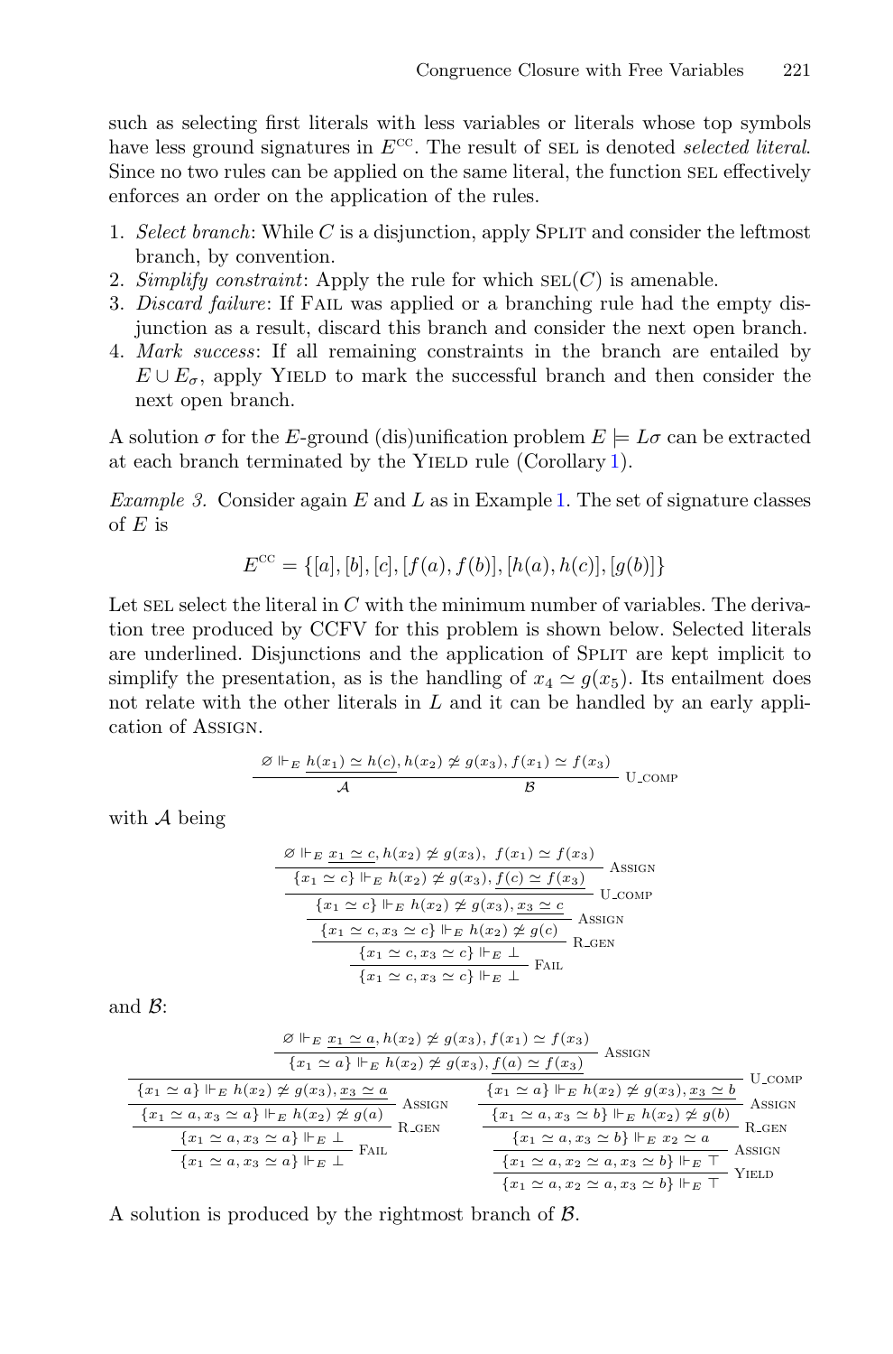such as selecting first literals with less variables or literals whose top symbols have less ground signatures in $E^{\text{CC}}$. The result of SEL is denoted *selected literal*. Since no two rules can be applied on the same literal, the function SEL effectively enforces an order on the application of the rules.

1. *Select branch*: While $C$ is a disjunction, apply SPLIT and consider the leftmost branch, by convention.
2. *Simplify constraint*: Apply the rule for which $\text{SEL}(C)$ is amenable.
3. *Discard failure*: If FAIL was applied or a branching rule had the empty disjunction as a result, discard this branch and consider the next open branch.
4. *Mark success*: If all remaining constraints in the branch are entailed by $E \cup E_\sigma$, apply YIELD to mark the successful branch and then consider the next open branch.

A solution $\sigma$ for the $E$-ground (dis)unification problem $E \models L\sigma$ can be extracted at each branch terminated by the YIELD rule (Corollary 1).

*Example 3.* Consider again $E$ and $L$ as in Example 1. The set of signature classes of $E$ is

$$E^{\text{CC}} = \{[a], [b], [c], [f(a), f(b)], [h(a), h(c)], [g(b)]\}$$

Let SEL select the literal in $C$ with the minimum number of variables. The derivation tree produced by CCFV for this problem is shown below. Selected literals are underlined. Disjunctions and the application of SPLIT are kept implicit to simplify the presentation, as is the handling of $x_4 \simeq g(x_5)$. Its entailment does not relate with the other literals in $L$ and it can be handled by an early application of ASSIGN.

$$\dfrac{\varnothing \Vdash_E \underline{h(x_1) \simeq h(c)}, h(x_2) \not\simeq g(x_3), f(x_1) \simeq f(x_3)}{\mathcal{A} \qquad\qquad\qquad\qquad \mathcal{B}}\ \text{U\_COMP}$$

with $\mathcal{A}$ being

$$\dfrac{\dfrac{\dfrac{\dfrac{\dfrac{\varnothing \Vdash_E \underline{x_1 \simeq c}, h(x_2) \not\simeq g(x_3),\ f(x_1) \simeq f(x_3)}{\{x_1 \simeq c\} \Vdash_E h(x_2) \not\simeq g(x_3), \underline{f(c) \simeq f(x_3)}}\ \text{ASSIGN}}{\{x_1 \simeq c\} \Vdash_E h(x_2) \not\simeq g(x_3), \underline{x_3 \simeq c}}\ \text{U\_COMP}}{\{x_1 \simeq c, x_3 \simeq c\} \Vdash_E h(x_2) \not\simeq g(c)}\ \text{ASSIGN}}{\{x_1 \simeq c, x_3 \simeq c\} \Vdash_E \bot}\ \text{R\_GEN}}{\{x_1 \simeq c, x_3 \simeq c\} \Vdash_E \bot}\ \text{FAIL}$$

and $\mathcal{B}$:

$$\dfrac{\dfrac{\varnothing \Vdash_E \underline{x_1 \simeq a}, h(x_2) \not\simeq g(x_3), f(x_1) \simeq f(x_3)}{\{x_1 \simeq a\} \Vdash_E h(x_2) \not\simeq g(x_3), \underline{f(a) \simeq f(x_3)}}\ \text{ASSIGN}}{\dfrac{\dfrac{\dfrac{\{x_1 \simeq a\} \Vdash_E h(x_2) \not\simeq g(x_3), \underline{x_3 \simeq a}}{\{x_1 \simeq a, x_3 \simeq a\} \Vdash_E h(x_2) \not\simeq g(a)}\ \text{ASSIGN}}{\{x_1 \simeq a, x_3 \simeq a\} \Vdash_E \bot}\ \text{R\_GEN}}{\{x_1 \simeq a, x_3 \simeq a\} \Vdash_E \bot}\ \text{FAIL} \qquad \dfrac{\dfrac{\dfrac{\dfrac{\{x_1 \simeq a\} \Vdash_E h(x_2) \not\simeq g(x_3), \underline{x_3 \simeq b}}{\{x_1 \simeq a, x_3 \simeq b\} \Vdash_E h(x_2) \not\simeq g(b)}\ \text{ASSIGN}}{\{x_1 \simeq a, x_3 \simeq b\} \Vdash_E x_2 \simeq a}\ \text{R\_GEN}}{\{x_1 \simeq a, x_2 \simeq a, x_3 \simeq b\} \Vdash_E \top}\ \text{ASSIGN}}{\{x_1 \simeq a, x_2 \simeq a, x_3 \simeq b\} \Vdash_E \top}\ \text{YIELD}}\ \text{U\_COMP}$$

A solution is produced by the rightmost branch of $\mathcal{B}$.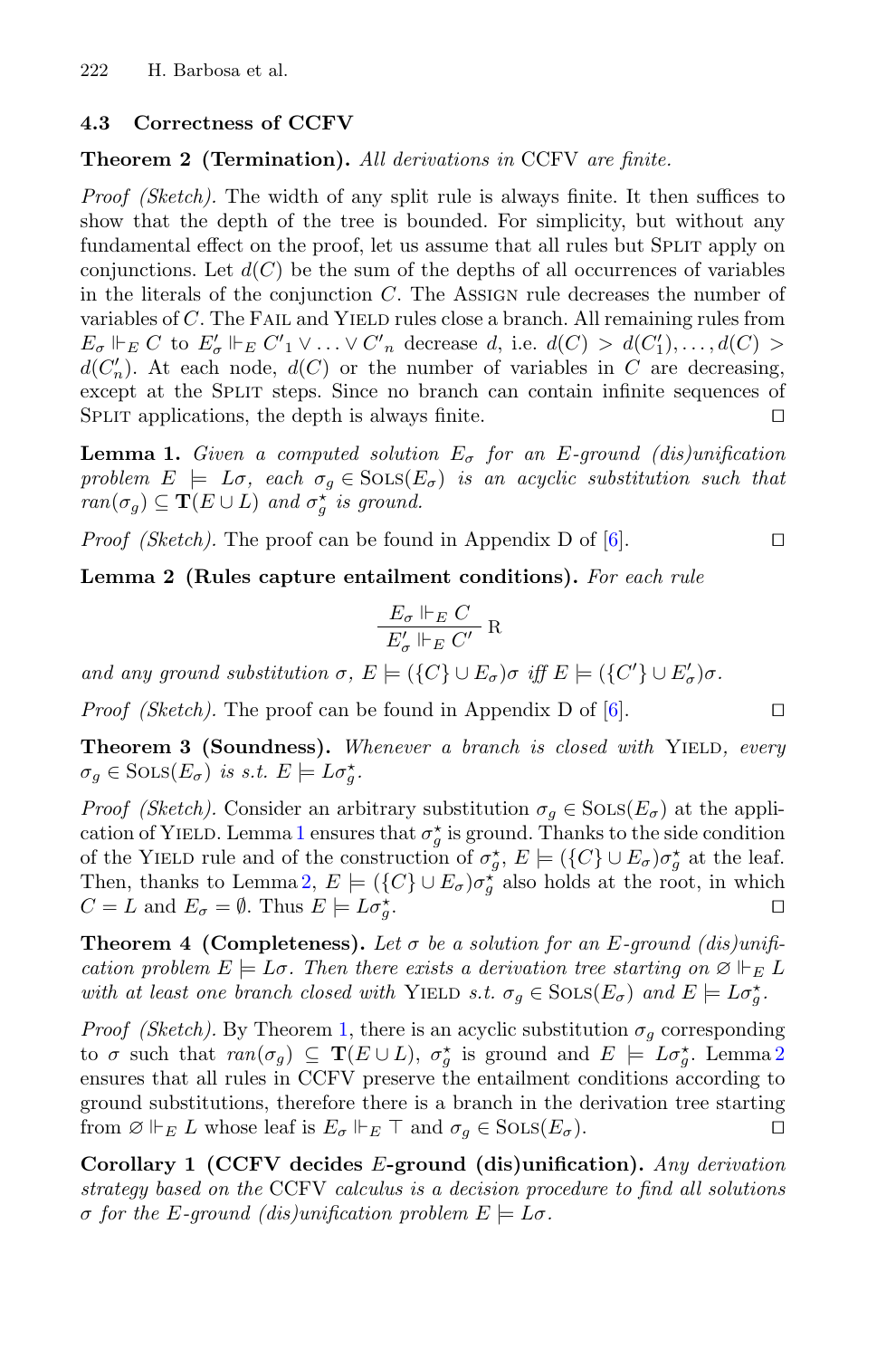### 4.3 Correctness of CCFV

**Theorem 2 (Termination).** *All derivations in* CCFV *are finite.*

*Proof (Sketch).* The width of any split rule is always finite. It then suffices to show that the depth of the tree is bounded. For simplicity, but without any fundamental effect on the proof, let us assume that all rules but Split apply on conjunctions. Let $d(C)$ be the sum of the depths of all occurrences of variables in the literals of the conjunction $C$. The Assign rule decreases the number of variables of $C$. The Fail and Yield rules close a branch. All remaining rules from $E_\sigma \Vdash_E C$ to $E'_\sigma \Vdash_E C'_1 \vee \ldots \vee C'_n$ decrease $d$, i.e. $d(C) > d(C'_1), \ldots, d(C) > d(C'_n)$. At each node, $d(C)$ or the number of variables in $C$ are decreasing, except at the Split steps. Since no branch can contain infinite sequences of Split applications, the depth is always finite. □

**Lemma 1.** *Given a computed solution $E_\sigma$ for an $E$-ground (dis)unification problem $E \models L\sigma$, each $\sigma_g \in \textsc{Sols}(E_\sigma)$ is an acyclic substitution such that $ran(\sigma_g) \subseteq \mathbf{T}(E \cup L)$ and $\sigma_g^\star$ is ground.*

*Proof (Sketch).* The proof can be found in Appendix D of [6]. □

**Lemma 2 (Rules capture entailment conditions).** *For each rule*

$$\frac{E_\sigma \Vdash_E C}{E'_\sigma \Vdash_E C'}\ \mathrm{R}$$

*and any ground substitution $\sigma$, $E \models (\{C\} \cup E_\sigma)\sigma$ iff $E \models (\{C'\} \cup E'_\sigma)\sigma$.*

*Proof (Sketch).* The proof can be found in Appendix D of [6]. □

**Theorem 3 (Soundness).** *Whenever a branch is closed with* Yield*, every $\sigma_g \in \textsc{Sols}(E_\sigma)$ is s.t. $E \models L\sigma_g^\star$.*

*Proof (Sketch).* Consider an arbitrary substitution $\sigma_g \in \textsc{Sols}(E_\sigma)$ at the application of Yield. Lemma 1 ensures that $\sigma_g^\star$ is ground. Thanks to the side condition of the Yield rule and of the construction of $\sigma_g^\star$, $E \models (\{C\} \cup E_\sigma)\sigma_g^\star$ at the leaf. Then, thanks to Lemma 2, $E \models (\{C\} \cup E_\sigma)\sigma_g^\star$ also holds at the root, in which $C = L$ and $E_\sigma = \emptyset$. Thus $E \models L\sigma_g^\star$. □

**Theorem 4 (Completeness).** *Let $\sigma$ be a solution for an $E$-ground (dis)unification problem $E \models L\sigma$. Then there exists a derivation tree starting on $\varnothing \Vdash_E L$ with at least one branch closed with* Yield *s.t. $\sigma_g \in \textsc{Sols}(E_\sigma)$ and $E \models L\sigma_g^\star$.*

*Proof (Sketch).* By Theorem 1, there is an acyclic substitution $\sigma_g$ corresponding to $\sigma$ such that $ran(\sigma_g) \subseteq \mathbf{T}(E \cup L)$, $\sigma_g^\star$ is ground and $E \models L\sigma_g^\star$. Lemma 2 ensures that all rules in CCFV preserve the entailment conditions according to ground substitutions, therefore there is a branch in the derivation tree starting from $\varnothing \Vdash_E L$ whose leaf is $E_\sigma \Vdash_E \top$ and $\sigma_g \in \textsc{Sols}(E_\sigma)$. □

**Corollary 1 (CCFV decides $E$-ground (dis)unification).** *Any derivation strategy based on the* CCFV *calculus is a decision procedure to find all solutions $\sigma$ for the $E$-ground (dis)unification problem $E \models L\sigma$.*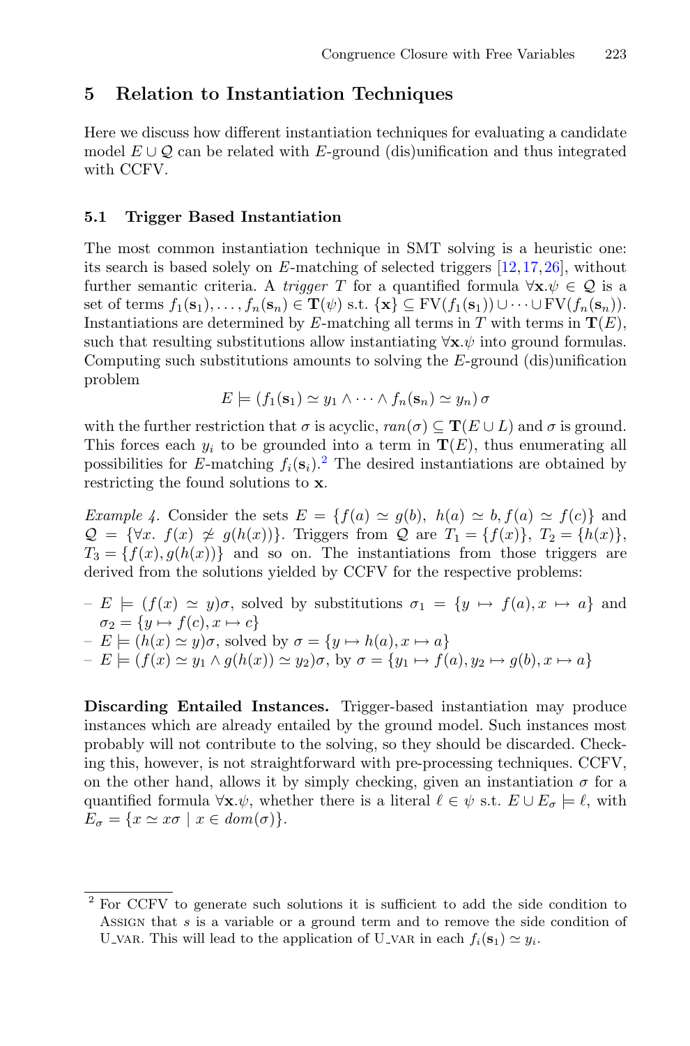## 5 Relation to Instantiation Techniques

Here we discuss how different instantiation techniques for evaluating a candidate model $E \cup \mathcal{Q}$ can be related with $E$-ground (dis)unification and thus integrated with CCFV.

### 5.1 Trigger Based Instantiation

The most common instantiation technique in SMT solving is a heuristic one: its search is based solely on $E$-matching of selected triggers [12,17,26], without further semantic criteria. A *trigger* $T$ for a quantified formula $\forall \mathbf{x}.\psi \in \mathcal{Q}$ is a set of terms $f_1(\mathbf{s}_1), \dots, f_n(\mathbf{s}_n) \in \mathbf{T}(\psi)$ s.t. $\{\mathbf{x}\} \subseteq \mathrm{FV}(f_1(\mathbf{s}_1)) \cup \dots \cup \mathrm{FV}(f_n(\mathbf{s}_n))$. Instantiations are determined by $E$-matching all terms in $T$ with terms in $\mathbf{T}(E)$, such that resulting substitutions allow instantiating $\forall \mathbf{x}.\psi$ into ground formulas. Computing such substitutions amounts to solving the $E$-ground (dis)unification problem

$$E \models (f_1(\mathbf{s}_1) \simeq y_1 \wedge \dots \wedge f_n(\mathbf{s}_n) \simeq y_n)\,\sigma$$

with the further restriction that $\sigma$ is acyclic, $ran(\sigma) \subseteq \mathbf{T}(E \cup L)$ and $\sigma$ is ground. This forces each $y_i$ to be grounded into a term in $\mathbf{T}(E)$, thus enumerating all possibilities for $E$-matching $f_i(\mathbf{s}_i)$.[2] The desired instantiations are obtained by restricting the found solutions to $\mathbf{x}$.

*Example 4.* Consider the sets $E = \{f(a) \simeq g(b),\ h(a) \simeq b, f(a) \simeq f(c)\}$ and $\mathcal{Q} = \{\forall x.\ f(x) \not\simeq g(h(x))\}$. Triggers from $\mathcal{Q}$ are $T_1 = \{f(x)\}$, $T_2 = \{h(x)\}$, $T_3 = \{f(x), g(h(x))\}$ and so on. The instantiations from those triggers are derived from the solutions yielded by CCFV for the respective problems:

- $E \models (f(x) \simeq y)\sigma$, solved by substitutions $\sigma_1 = \{y \mapsto f(a), x \mapsto a\}$ and $\sigma_2 = \{y \mapsto f(c), x \mapsto c\}$
- $E \models (h(x) \simeq y)\sigma$, solved by $\sigma = \{y \mapsto h(a), x \mapsto a\}$
- $E \models (f(x) \simeq y_1 \wedge g(h(x)) \simeq y_2)\sigma$, by $\sigma = \{y_1 \mapsto f(a), y_2 \mapsto g(b), x \mapsto a\}$

**Discarding Entailed Instances.** Trigger-based instantiation may produce instances which are already entailed by the ground model. Such instances most probably will not contribute to the solving, so they should be discarded. Checking this, however, is not straightforward with pre-processing techniques. CCFV, on the other hand, allows it by simply checking, given an instantiation $\sigma$ for a quantified formula $\forall \mathbf{x}.\psi$, whether there is a literal $\ell \in \psi$ s.t. $E \cup E_\sigma \models \ell$, with $E_\sigma = \{x \simeq x\sigma \mid x \in dom(\sigma)\}$.

---

[2] For CCFV to generate such solutions it is sufficient to add the side condition to Assign that $s$ is a variable or a ground term and to remove the side condition of U_var. This will lead to the application of U_var in each $f_i(\mathbf{s}_1) \simeq y_i$.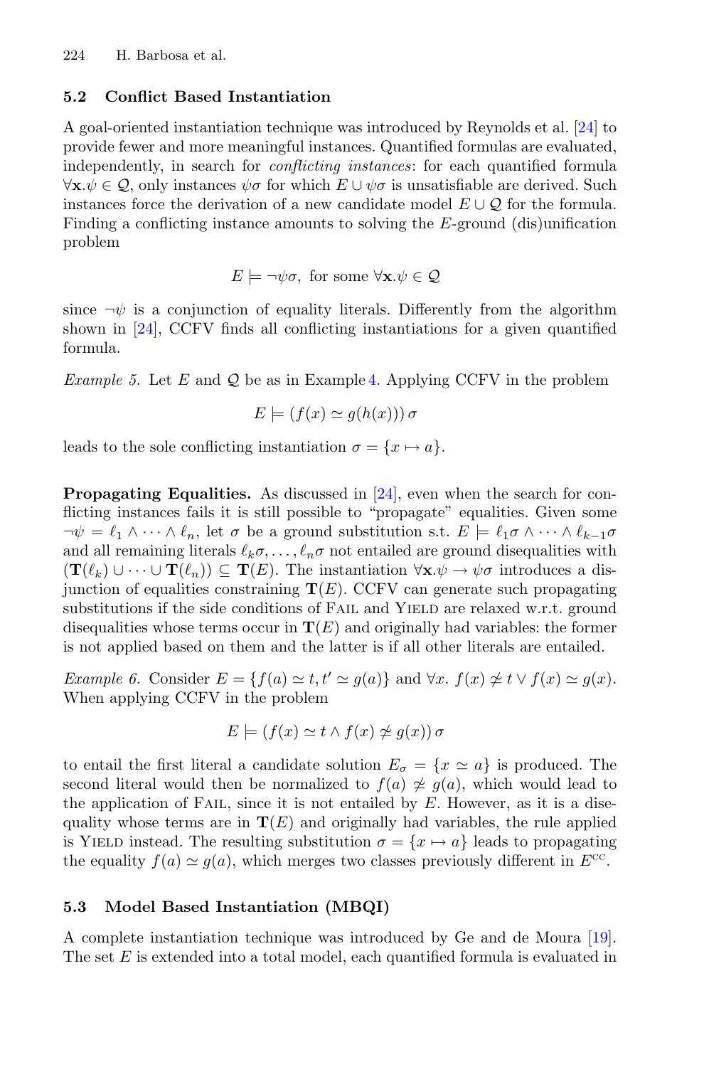### 5.2 Conflict Based Instantiation

A goal-oriented instantiation technique was introduced by Reynolds et al. [24] to provide fewer and more meaningful instances. Quantified formulas are evaluated, independently, in search for *conflicting instances*: for each quantified formula $\forall \mathbf{x}.\psi \in \mathcal{Q}$, only instances $\psi\sigma$ for which $E \cup \psi\sigma$ is unsatisfiable are derived. Such instances force the derivation of a new candidate model $E \cup \mathcal{Q}$ for the formula. Finding a conflicting instance amounts to solving the $E$-ground (dis)unification problem

$$E \models \neg\psi\sigma, \text{ for some } \forall \mathbf{x}.\psi \in \mathcal{Q}$$

since $\neg\psi$ is a conjunction of equality literals. Differently from the algorithm shown in [24], CCFV finds all conflicting instantiations for a given quantified formula.

*Example 5.* Let $E$ and $\mathcal{Q}$ be as in Example 4. Applying CCFV in the problem

$$E \models (f(x) \simeq g(h(x)))\,\sigma$$

leads to the sole conflicting instantiation $\sigma = \{x \mapsto a\}$.

**Propagating Equalities.** As discussed in [24], even when the search for conflicting instances fails it is still possible to "propagate" equalities. Given some $\neg\psi = \ell_1 \wedge \cdots \wedge \ell_n$, let $\sigma$ be a ground substitution s.t. $E \models \ell_1\sigma \wedge \cdots \wedge \ell_{k-1}\sigma$ and all remaining literals $\ell_k\sigma, \ldots, \ell_n\sigma$ not entailed are ground disequalities with $(\mathbf{T}(\ell_k) \cup \cdots \cup \mathbf{T}(\ell_n)) \subseteq \mathbf{T}(E)$. The instantiation $\forall \mathbf{x}.\psi \rightarrow \psi\sigma$ introduces a disjunction of equalities constraining $\mathbf{T}(E)$. CCFV can generate such propagating substitutions if the side conditions of Fail and Yield are relaxed w.r.t. ground disequalities whose terms occur in $\mathbf{T}(E)$ and originally had variables: the former is not applied based on them and the latter is if all other literals are entailed.

*Example 6.* Consider $E = \{f(a) \simeq t, t' \simeq g(a)\}$ and $\forall x.\ f(x) \not\simeq t \vee f(x) \simeq g(x)$. When applying CCFV in the problem

$$E \models (f(x) \simeq t \wedge f(x) \not\simeq g(x))\,\sigma$$

to entail the first literal a candidate solution $E_\sigma = \{x \simeq a\}$ is produced. The second literal would then be normalized to $f(a) \not\simeq g(a)$, which would lead to the application of Fail, since it is not entailed by $E$. However, as it is a disequality whose terms are in $\mathbf{T}(E)$ and originally had variables, the rule applied is Yield instead. The resulting substitution $\sigma = \{x \mapsto a\}$ leads to propagating the equality $f(a) \simeq g(a)$, which merges two classes previously different in $E^{\text{cc}}$.

### 5.3 Model Based Instantiation (MBQI)

A complete instantiation technique was introduced by Ge and de Moura [19]. The set $E$ is extended into a total model, each quantified formula is evaluated in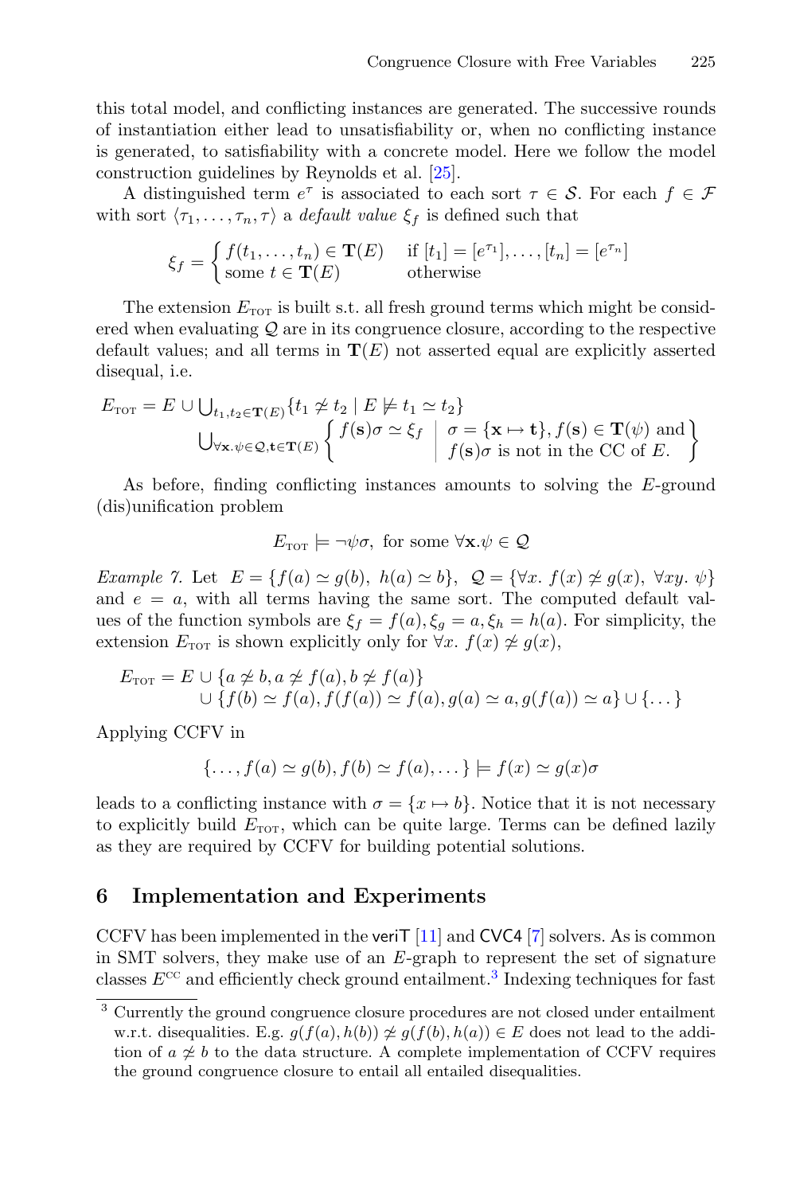this total model, and conflicting instances are generated. The successive rounds of instantiation either lead to unsatisfiability or, when no conflicting instance is generated, to satisfiability with a concrete model. Here we follow the model construction guidelines by Reynolds et al. [25].

A distinguished term $e^\tau$ is associated to each sort $\tau \in \mathcal{S}$. For each $f \in \mathcal{F}$ with sort $\langle \tau_1, \ldots, \tau_n, \tau \rangle$ a *default value* $\xi_f$ is defined such that

$$\xi_f = \begin{cases} f(t_1, \ldots, t_n) \in \mathbf{T}(E) & \text{if } [t_1] = [e^{\tau_1}], \ldots, [t_n] = [e^{\tau_n}] \\ \text{some } t \in \mathbf{T}(E) & \text{otherwise} \end{cases}$$

The extension $E_{\text{TOT}}$ is built s.t. all fresh ground terms which might be considered when evaluating $\mathcal{Q}$ are in its congruence closure, according to the respective default values; and all terms in $\mathbf{T}(E)$ not asserted equal are explicitly asserted disequal, i.e.

$$\begin{aligned} E_{\text{TOT}} = E \cup \textstyle\bigcup_{t_1, t_2 \in \mathbf{T}(E)} & \{ t_1 \not\simeq t_2 \mid E \not\models t_1 \simeq t_2 \} \\ \textstyle\bigcup_{\forall \mathbf{x}. \psi \in \mathcal{Q}, \mathbf{t} \in \mathbf{T}(E)} & \left\{ f(\mathbf{s})\sigma \simeq \xi_f \;\middle|\; \begin{array}{l} \sigma = \{\mathbf{x} \mapsto \mathbf{t}\}, f(\mathbf{s}) \in \mathbf{T}(\psi) \text{ and} \\ f(\mathbf{s})\sigma \text{ is not in the CC of } E. \end{array} \right\} \end{aligned}$$

As before, finding conflicting instances amounts to solving the $E$-ground (dis)unification problem

$$E_{\text{TOT}} \models \neg\psi\sigma, \text{ for some } \forall \mathbf{x}.\psi \in \mathcal{Q}$$

*Example 7.* Let $E = \{f(a) \simeq g(b),\ h(a) \simeq b\}$, $\mathcal{Q} = \{\forall x.\ f(x) \not\simeq g(x),\ \forall xy.\ \psi\}$ and $e = a$, with all terms having the same sort. The computed default values of the function symbols are $\xi_f = f(a), \xi_g = a, \xi_h = h(a)$. For simplicity, the extension $E_{\text{TOT}}$ is shown explicitly only for $\forall x.\ f(x) \not\simeq g(x)$,

$$\begin{aligned} E_{\text{TOT}} = E & \cup \{a \not\simeq b, a \not\simeq f(a), b \not\simeq f(a)\} \\ & \cup \{f(b) \simeq f(a), f(f(a)) \simeq f(a), g(a) \simeq a, g(f(a)) \simeq a\} \cup \{\ldots\} \end{aligned}$$

Applying CCFV in

$$\{\ldots, f(a) \simeq g(b), f(b) \simeq f(a), \ldots\} \models f(x) \simeq g(x)\sigma$$

leads to a conflicting instance with $\sigma = \{x \mapsto b\}$. Notice that it is not necessary to explicitly build $E_{\text{TOT}}$, which can be quite large. Terms can be defined lazily as they are required by CCFV for building potential solutions.

## 6 Implementation and Experiments

CCFV has been implemented in the veriT [11] and CVC4 [7] solvers. As is common in SMT solvers, they make use of an $E$-graph to represent the set of signature classes $E^{\text{CC}}$ and efficiently check ground entailment.[3] Indexing techniques for fast

[3] Currently the ground congruence closure procedures are not closed under entailment w.r.t. disequalities. E.g. $g(f(a), h(b)) \not\simeq g(f(b), h(a)) \in E$ does not lead to the addition of $a \not\simeq b$ to the data structure. A complete implementation of CCFV requires the ground congruence closure to entail all entailed disequalities.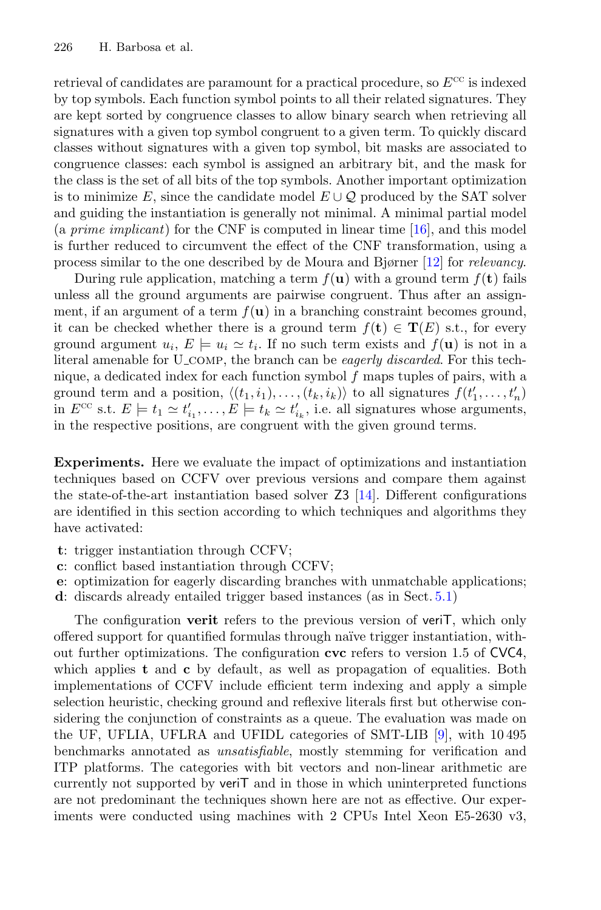retrieval of candidates are paramount for a practical procedure, so $E^{\text{cc}}$ is indexed by top symbols. Each function symbol points to all their related signatures. They are kept sorted by congruence classes to allow binary search when retrieving all signatures with a given top symbol congruent to a given term. To quickly discard classes without signatures with a given top symbol, bit masks are associated to congruence classes: each symbol is assigned an arbitrary bit, and the mask for the class is the set of all bits of the top symbols. Another important optimization is to minimize $E$, since the candidate model $E \cup \mathcal{Q}$ produced by the SAT solver and guiding the instantiation is generally not minimal. A minimal partial model (a *prime implicant*) for the CNF is computed in linear time [16], and this model is further reduced to circumvent the effect of the CNF transformation, using a process similar to the one described by de Moura and Bjørner [12] for *relevancy*.

During rule application, matching a term $f(\mathbf{u})$ with a ground term $f(\mathbf{t})$ fails unless all the ground arguments are pairwise congruent. Thus after an assignment, if an argument of a term $f(\mathbf{u})$ in a branching constraint becomes ground, it can be checked whether there is a ground term $f(\mathbf{t}) \in \mathbf{T}(E)$ s.t., for every ground argument $u_i$, $E \models u_i \simeq t_i$. If no such term exists and $f(\mathbf{u})$ is not in a literal amenable for U_COMP, the branch can be *eagerly discarded*. For this technique, a dedicated index for each function symbol $f$ maps tuples of pairs, with a ground term and a position, $\langle (t_1, i_1), \ldots, (t_k, i_k) \rangle$ to all signatures $f(t'_1, \ldots, t'_n)$ in $E^{\text{cc}}$ s.t. $E \models t_1 \simeq t'_{i_1}, \ldots, E \models t_k \simeq t'_{i_k}$, i.e. all signatures whose arguments, in the respective positions, are congruent with the given ground terms.

**Experiments.** Here we evaluate the impact of optimizations and instantiation techniques based on CCFV over previous versions and compare them against the state-of-the-art instantiation based solver Z3 [14]. Different configurations are identified in this section according to which techniques and algorithms they have activated:

- **t**: trigger instantiation through CCFV;
- **c**: conflict based instantiation through CCFV;
- **e**: optimization for eagerly discarding branches with unmatchable applications;
- **d**: discards already entailed trigger based instances (as in Sect. 5.1)

The configuration **verit** refers to the previous version of veriT, which only offered support for quantified formulas through naïve trigger instantiation, without further optimizations. The configuration **cvc** refers to version 1.5 of CVC4, which applies **t** and **c** by default, as well as propagation of equalities. Both implementations of CCFV include efficient term indexing and apply a simple selection heuristic, checking ground and reflexive literals first but otherwise considering the conjunction of constraints as a queue. The evaluation was made on the UF, UFLIA, UFLRA and UFIDL categories of SMT-LIB [9], with 10 495 benchmarks annotated as *unsatisfiable*, mostly stemming for verification and ITP platforms. The categories with bit vectors and non-linear arithmetic are currently not supported by veriT and in those in which uninterpreted functions are not predominant the techniques shown here are not as effective. Our experiments were conducted using machines with 2 CPUs Intel Xeon E5-2630 v3,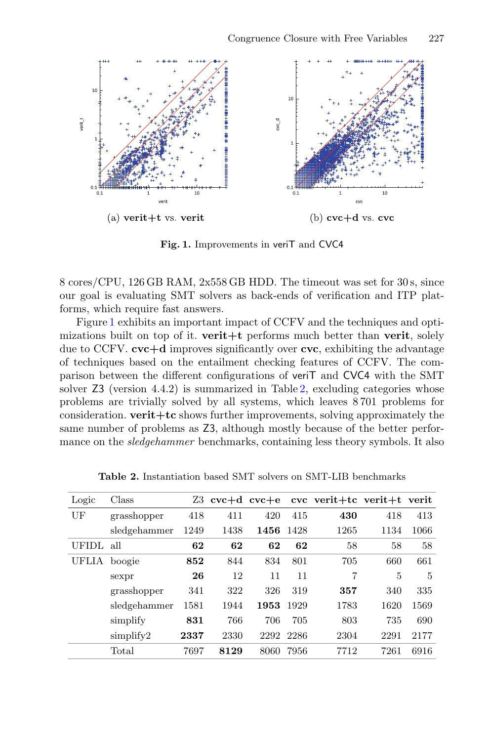(a) **verit+t** vs. **verit**

(b) **cvc+d** vs. **cvc**

**Fig. 1.** Improvements in veriT and CVC4

8 cores/CPU, 126 GB RAM, 2x558 GB HDD. The timeout was set for 30 s, since our goal is evaluating SMT solvers as back-ends of verification and ITP platforms, which require fast answers.

Figure 1 exhibits an important impact of CCFV and the techniques and optimizations built on top of it. **verit+t** performs much better than **verit**, solely due to CCFV. **cvc+d** improves significantly over **cvc**, exhibiting the advantage of techniques based on the entailment checking features of CCFV. The comparison between the different configurations of veriT and CVC4 with the SMT solver Z3 (version 4.4.2) is summarized in Table 2, excluding categories whose problems are trivially solved by all systems, which leaves 8 701 problems for consideration. **verit+tc** shows further improvements, solving approximately the same number of problems as Z3, although mostly because of the better performance on the *sledgehammer* benchmarks, containing less theory symbols. It also

**Table 2.** Instantiation based SMT solvers on SMT-LIB benchmarks

| Logic | Class | Z3 | **cvc+d** | **cvc+e** | **cvc** | **verit+tc** | **verit+t** | **verit** |
|---|---|---|---|---|---|---|---|---|
| UF | grasshopper | 418 | 411 | 420 | 415 | **430** | 418 | 413 |
| | sledgehammer | 1249 | 1438 | **1456** | 1428 | 1265 | 1134 | 1066 |
| UFIDL | all | **62** | **62** | **62** | **62** | 58 | 58 | 58 |
| UFLIA | boogie | **852** | 844 | 834 | 801 | 705 | 660 | 661 |
| | sexpr | **26** | 12 | 11 | 11 | 7 | 5 | 5 |
| | grasshopper | 341 | 322 | 326 | 319 | **357** | 340 | 335 |
| | sledgehammer | 1581 | 1944 | **1953** | 1929 | 1783 | 1620 | 1569 |
| | simplify | **831** | 766 | 706 | 705 | 803 | 735 | 690 |
| | simplify2 | **2337** | 2330 | 2292 | 2286 | 2304 | 2291 | 2177 |
| | Total | 7697 | **8129** | 8060 | 7956 | 7712 | 7261 | 6916 |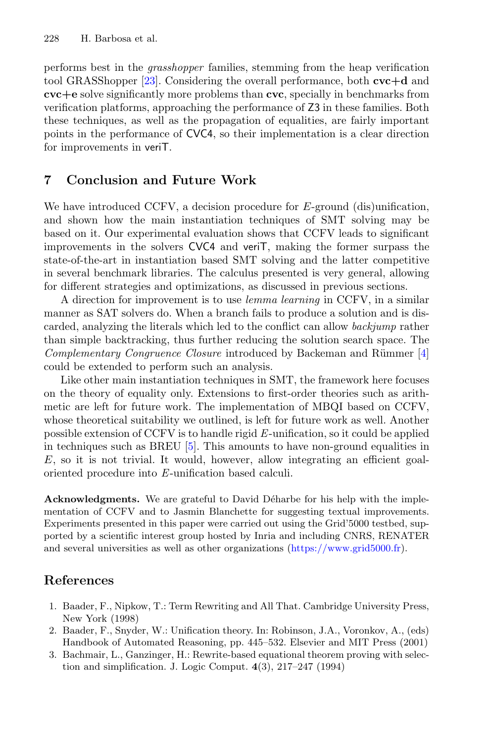performs best in the *grasshopper* families, stemming from the heap verification tool GRASShopper [23]. Considering the overall performance, both **cvc+d** and **cvc+e** solve significantly more problems than **cvc**, specially in benchmarks from verification platforms, approaching the performance of Z3 in these families. Both these techniques, as well as the propagation of equalities, are fairly important points in the performance of CVC4, so their implementation is a clear direction for improvements in veriT.

## 7 Conclusion and Future Work

We have introduced CCFV, a decision procedure for $E$-ground (dis)unification, and shown how the main instantiation techniques of SMT solving may be based on it. Our experimental evaluation shows that CCFV leads to significant improvements in the solvers CVC4 and veriT, making the former surpass the state-of-the-art in instantiation based SMT solving and the latter competitive in several benchmark libraries. The calculus presented is very general, allowing for different strategies and optimizations, as discussed in previous sections.

A direction for improvement is to use *lemma learning* in CCFV, in a similar manner as SAT solvers do. When a branch fails to produce a solution and is discarded, analyzing the literals which led to the conflict can allow *backjump* rather than simple backtracking, thus further reducing the solution search space. The *Complementary Congruence Closure* introduced by Backeman and Rümmer [4] could be extended to perform such an analysis.

Like other main instantiation techniques in SMT, the framework here focuses on the theory of equality only. Extensions to first-order theories such as arithmetic are left for future work. The implementation of MBQI based on CCFV, whose theoretical suitability we outlined, is left for future work as well. Another possible extension of CCFV is to handle rigid $E$-unification, so it could be applied in techniques such as BREU [5]. This amounts to have non-ground equalities in $E$, so it is not trivial. It would, however, allow integrating an efficient goal-oriented procedure into $E$-unification based calculi.

**Acknowledgments.** We are grateful to David Déharbe for his help with the implementation of CCFV and to Jasmin Blanchette for suggesting textual improvements. Experiments presented in this paper were carried out using the Grid'5000 testbed, supported by a scientific interest group hosted by Inria and including CNRS, RENATER and several universities as well as other organizations (https://www.grid5000.fr).

## References

1. Baader, F., Nipkow, T.: Term Rewriting and All That. Cambridge University Press, New York (1998)
2. Baader, F., Snyder, W.: Unification theory. In: Robinson, J.A., Voronkov, A., (eds) Handbook of Automated Reasoning, pp. 445–532. Elsevier and MIT Press (2001)
3. Bachmair, L., Ganzinger, H.: Rewrite-based equational theorem proving with selection and simplification. J. Logic Comput. **4**(3), 217–247 (1994)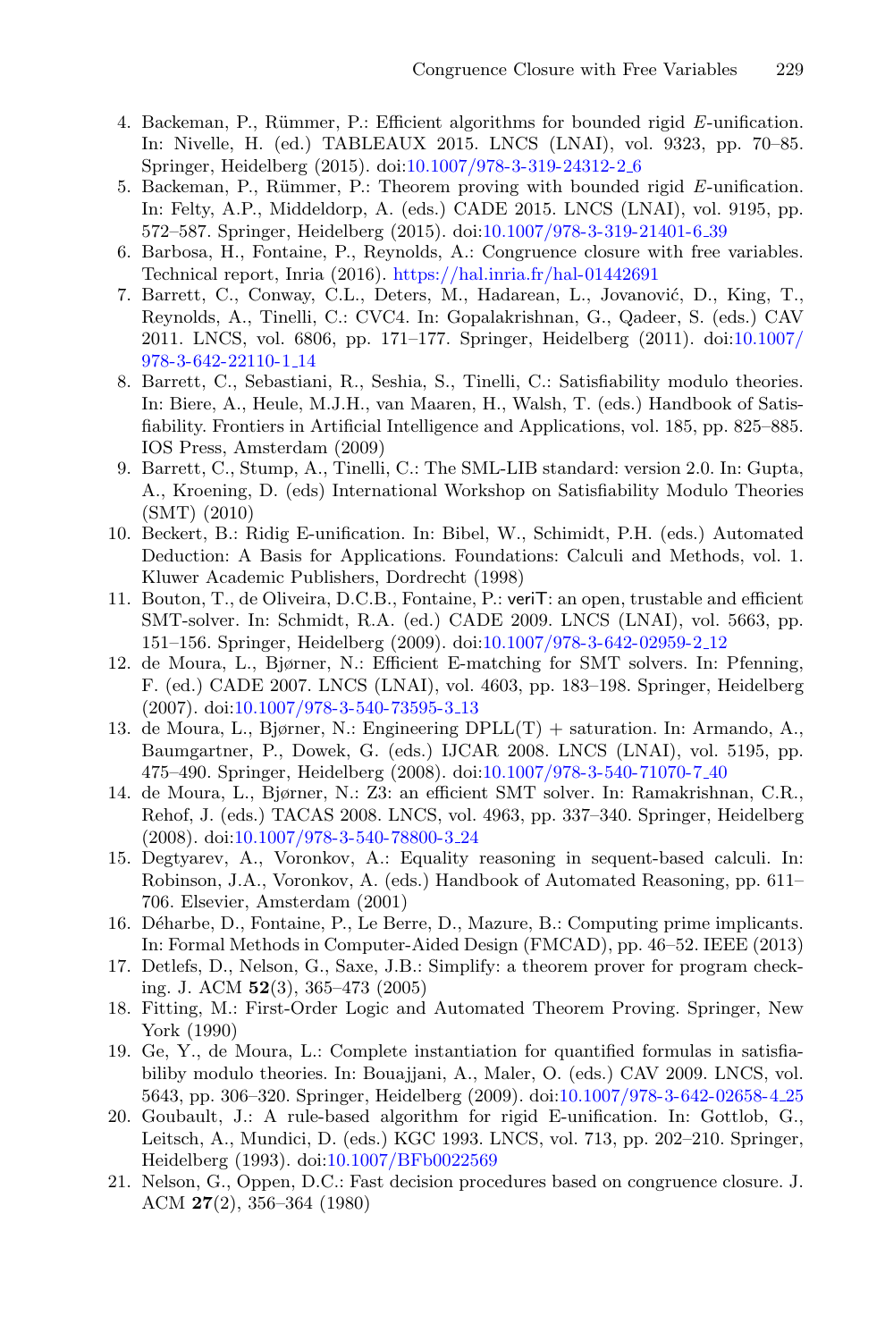4. Backeman, P., Rümmer, P.: Efficient algorithms for bounded rigid $E$-unification. In: Nivelle, H. (ed.) TABLEAUX 2015. LNCS (LNAI), vol. 9323, pp. 70–85. Springer, Heidelberg (2015). doi:10.1007/978-3-319-24312-2_6
5. Backeman, P., Rümmer, P.: Theorem proving with bounded rigid $E$-unification. In: Felty, A.P., Middeldorp, A. (eds.) CADE 2015. LNCS (LNAI), vol. 9195, pp. 572–587. Springer, Heidelberg (2015). doi:10.1007/978-3-319-21401-6_39
6. Barbosa, H., Fontaine, P., Reynolds, A.: Congruence closure with free variables. Technical report, Inria (2016). https://hal.inria.fr/hal-01442691
7. Barrett, C., Conway, C.L., Deters, M., Hadarean, L., Jovanović, D., King, T., Reynolds, A., Tinelli, C.: CVC4. In: Gopalakrishnan, G., Qadeer, S. (eds.) CAV 2011. LNCS, vol. 6806, pp. 171–177. Springer, Heidelberg (2011). doi:10.1007/978-3-642-22110-1_14
8. Barrett, C., Sebastiani, R., Seshia, S., Tinelli, C.: Satisfiability modulo theories. In: Biere, A., Heule, M.J.H., van Maaren, H., Walsh, T. (eds.) Handbook of Satisfiability. Frontiers in Artificial Intelligence and Applications, vol. 185, pp. 825–885. IOS Press, Amsterdam (2009)
9. Barrett, C., Stump, A., Tinelli, C.: The SML-LIB standard: version 2.0. In: Gupta, A., Kroening, D. (eds) International Workshop on Satisfiability Modulo Theories (SMT) (2010)
10. Beckert, B.: Ridig E-unification. In: Bibel, W., Schimidt, P.H. (eds.) Automated Deduction: A Basis for Applications. Foundations: Calculi and Methods, vol. 1. Kluwer Academic Publishers, Dordrecht (1998)
11. Bouton, T., de Oliveira, D.C.B., Fontaine, P.: veriT: an open, trustable and efficient SMT-solver. In: Schmidt, R.A. (ed.) CADE 2009. LNCS (LNAI), vol. 5663, pp. 151–156. Springer, Heidelberg (2009). doi:10.1007/978-3-642-02959-2_12
12. de Moura, L., Bjørner, N.: Efficient E-matching for SMT solvers. In: Pfenning, F. (ed.) CADE 2007. LNCS (LNAI), vol. 4603, pp. 183–198. Springer, Heidelberg (2007). doi:10.1007/978-3-540-73595-3_13
13. de Moura, L., Bjørner, N.: Engineering DPLL(T) + saturation. In: Armando, A., Baumgartner, P., Dowek, G. (eds.) IJCAR 2008. LNCS (LNAI), vol. 5195, pp. 475–490. Springer, Heidelberg (2008). doi:10.1007/978-3-540-71070-7_40
14. de Moura, L., Bjørner, N.: Z3: an efficient SMT solver. In: Ramakrishnan, C.R., Rehof, J. (eds.) TACAS 2008. LNCS, vol. 4963, pp. 337–340. Springer, Heidelberg (2008). doi:10.1007/978-3-540-78800-3_24
15. Degtyarev, A., Voronkov, A.: Equality reasoning in sequent-based calculi. In: Robinson, J.A., Voronkov, A. (eds.) Handbook of Automated Reasoning, pp. 611–706. Elsevier, Amsterdam (2001)
16. Déharbe, D., Fontaine, P., Le Berre, D., Mazure, B.: Computing prime implicants. In: Formal Methods in Computer-Aided Design (FMCAD), pp. 46–52. IEEE (2013)
17. Detlefs, D., Nelson, G., Saxe, J.B.: Simplify: a theorem prover for program checking. J. ACM **52**(3), 365–473 (2005)
18. Fitting, M.: First-Order Logic and Automated Theorem Proving. Springer, New York (1990)
19. Ge, Y., de Moura, L.: Complete instantiation for quantified formulas in satisfiabiliby modulo theories. In: Bouajjani, A., Maler, O. (eds.) CAV 2009. LNCS, vol. 5643, pp. 306–320. Springer, Heidelberg (2009). doi:10.1007/978-3-642-02658-4_25
20. Goubault, J.: A rule-based algorithm for rigid E-unification. In: Gottlob, G., Leitsch, A., Mundici, D. (eds.) KGC 1993. LNCS, vol. 713, pp. 202–210. Springer, Heidelberg (1993). doi:10.1007/BFb0022569
21. Nelson, G., Oppen, D.C.: Fast decision procedures based on congruence closure. J. ACM **27**(2), 356–364 (1980)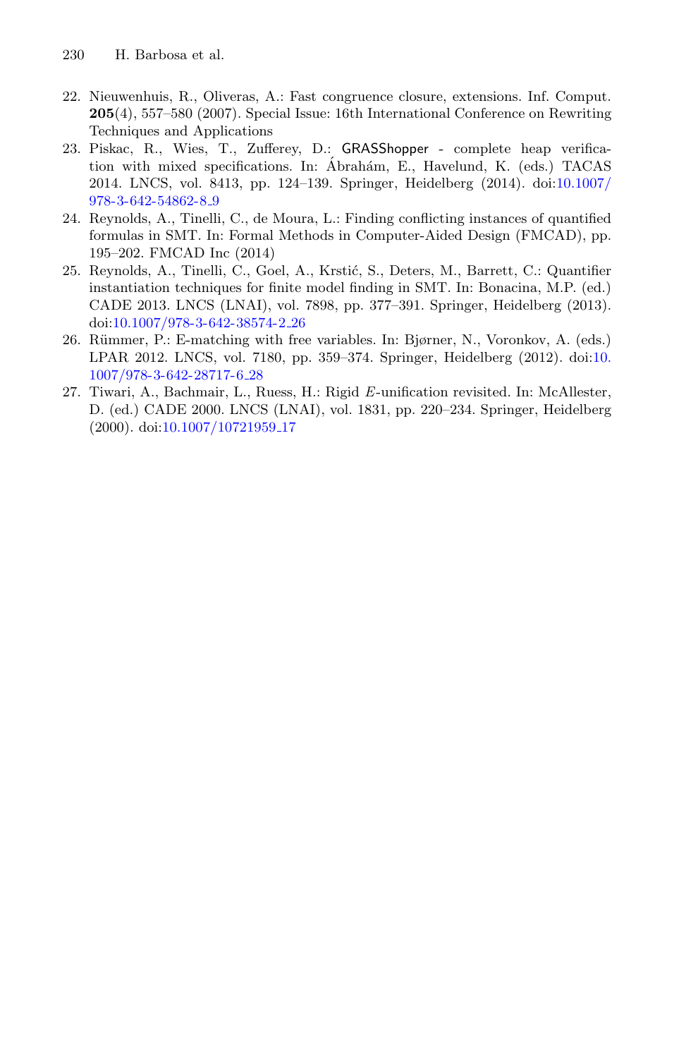22. Nieuwenhuis, R., Oliveras, A.: Fast congruence closure, extensions. Inf. Comput. **205**(4), 557–580 (2007). Special Issue: 16th International Conference on Rewriting Techniques and Applications
23. Piskac, R., Wies, T., Zufferey, D.: GRASShopper - complete heap verification with mixed specifications. In: Ábrahám, E., Havelund, K. (eds.) TACAS 2014. LNCS, vol. 8413, pp. 124–139. Springer, Heidelberg (2014). doi:10.1007/978-3-642-54862-8_9
24. Reynolds, A., Tinelli, C., de Moura, L.: Finding conflicting instances of quantified formulas in SMT. In: Formal Methods in Computer-Aided Design (FMCAD), pp. 195–202. FMCAD Inc (2014)
25. Reynolds, A., Tinelli, C., Goel, A., Krstić, S., Deters, M., Barrett, C.: Quantifier instantiation techniques for finite model finding in SMT. In: Bonacina, M.P. (ed.) CADE 2013. LNCS (LNAI), vol. 7898, pp. 377–391. Springer, Heidelberg (2013). doi:10.1007/978-3-642-38574-2_26
26. Rümmer, P.: E-matching with free variables. In: Bjørner, N., Voronkov, A. (eds.) LPAR 2012. LNCS, vol. 7180, pp. 359–374. Springer, Heidelberg (2012). doi:10.1007/978-3-642-28717-6_28
27. Tiwari, A., Bachmair, L., Ruess, H.: Rigid *E*-unification revisited. In: McAllester, D. (ed.) CADE 2000. LNCS (LNAI), vol. 1831, pp. 220–234. Springer, Heidelberg (2000). doi:10.1007/10721959_17